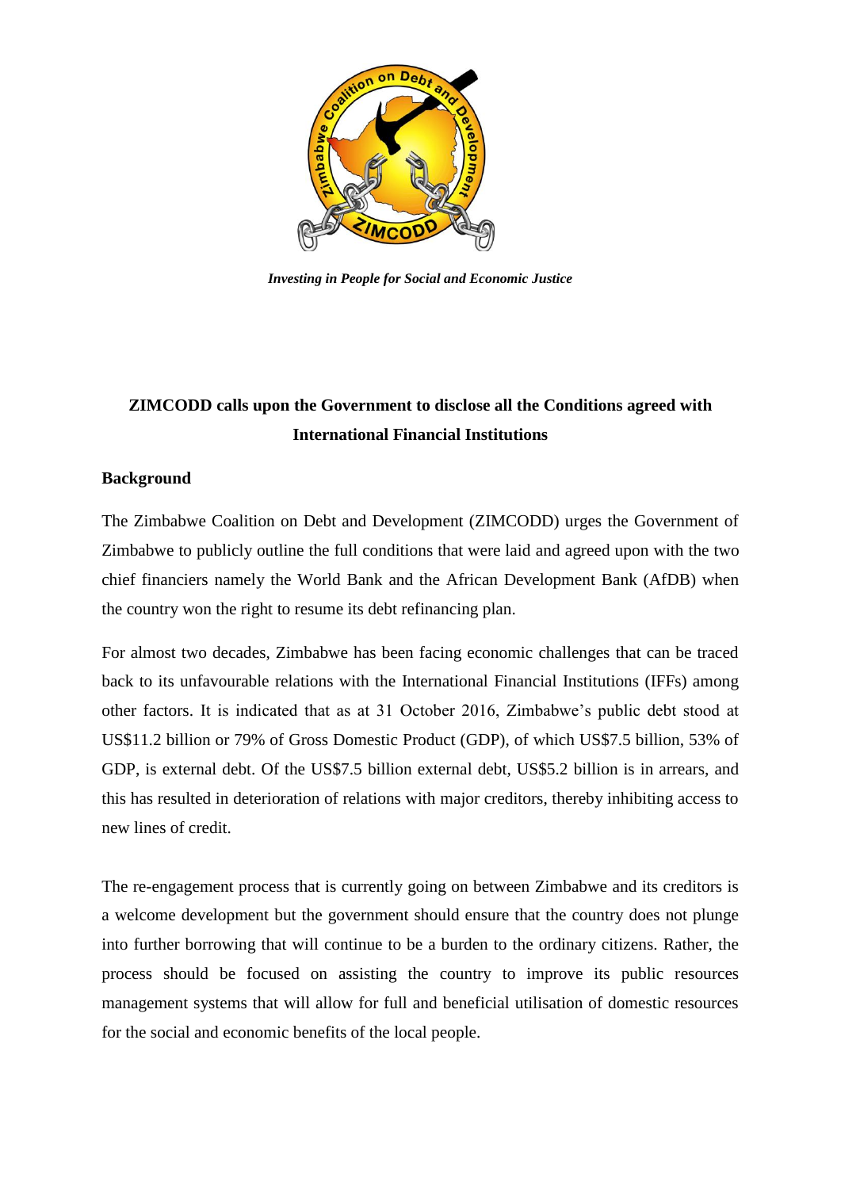*Investing in People for Social and Economic Justice*

## ZIMCODD calls upon the Government to disclose all the Conditions agreed with International Financial Institutions

### Background

The Zimbabwe Coalition on Debt and Development (ZIMCODD) urges the Government of Zimbabwe to publicly outline the full conditions that were laid and agreed upon with the two chief financiers namely the World Bank and the African Development Bank (AfDB) when the country won the right to resume its debt refinancing plan.

For almost two decades, Zimbabwe has been facing economic challenges that can be traced back to its unfavourable relations with the International Financial Institutions (IFFs) among other factors. It is indicated that as at 31 October 2016, Zimbabwe's public debt stood at US$11.2 billion or 79% of Gross Domestic Product (GDP), of which US$7.5 billion, 53% of GDP, is external debt. Of the US$7.5 billion external debt, US$5.2 billion is in arrears, and this has resulted in deterioration of relations with major creditors, thereby inhibiting access to new lines of credit.

The re-engagement process that is currently going on between Zimbabwe and its creditors is a welcome development but the government should ensure that the country does not plunge into further borrowing that will continue to be a burden to the ordinary citizens. Rather, the process should be focused on assisting the country to improve its public resources management systems that will allow for full and beneficial utilisation of domestic resources for the social and economic benefits of the local people.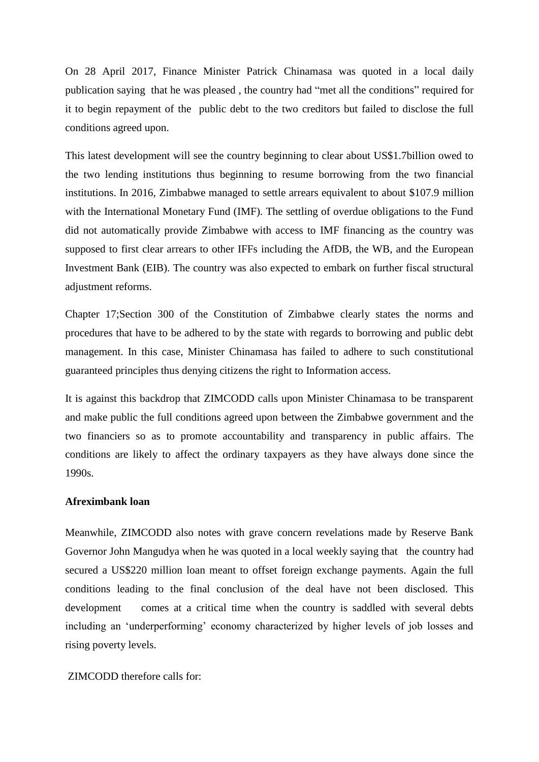On 28 April 2017, Finance Minister Patrick Chinamasa was quoted in a local daily publication saying that he was pleased , the country had "met all the conditions" required for it to begin repayment of the public debt to the two creditors but failed to disclose the full conditions agreed upon.

This latest development will see the country beginning to clear about US$1.7billion owed to the two lending institutions thus beginning to resume borrowing from the two financial institutions. In 2016, Zimbabwe managed to settle arrears equivalent to about $107.9 million with the International Monetary Fund (IMF). The settling of overdue obligations to the Fund did not automatically provide Zimbabwe with access to IMF financing as the country was supposed to first clear arrears to other IFFs including the AfDB, the WB, and the European Investment Bank (EIB). The country was also expected to embark on further fiscal structural adjustment reforms.

Chapter 17;Section 300 of the Constitution of Zimbabwe clearly states the norms and procedures that have to be adhered to by the state with regards to borrowing and public debt management. In this case, Minister Chinamasa has failed to adhere to such constitutional guaranteed principles thus denying citizens the right to Information access.

It is against this backdrop that ZIMCODD calls upon Minister Chinamasa to be transparent and make public the full conditions agreed upon between the Zimbabwe government and the two financiers so as to promote accountability and transparency in public affairs. The conditions are likely to affect the ordinary taxpayers as they have always done since the 1990s.

**Afreximbank loan**

Meanwhile, ZIMCODD also notes with grave concern revelations made by Reserve Bank Governor John Mangudya when he was quoted in a local weekly saying that the country had secured a US$220 million loan meant to offset foreign exchange payments. Again the full conditions leading to the final conclusion of the deal have not been disclosed. This development comes at a critical time when the country is saddled with several debts including an 'underperforming' economy characterized by higher levels of job losses and rising poverty levels.

ZIMCODD therefore calls for: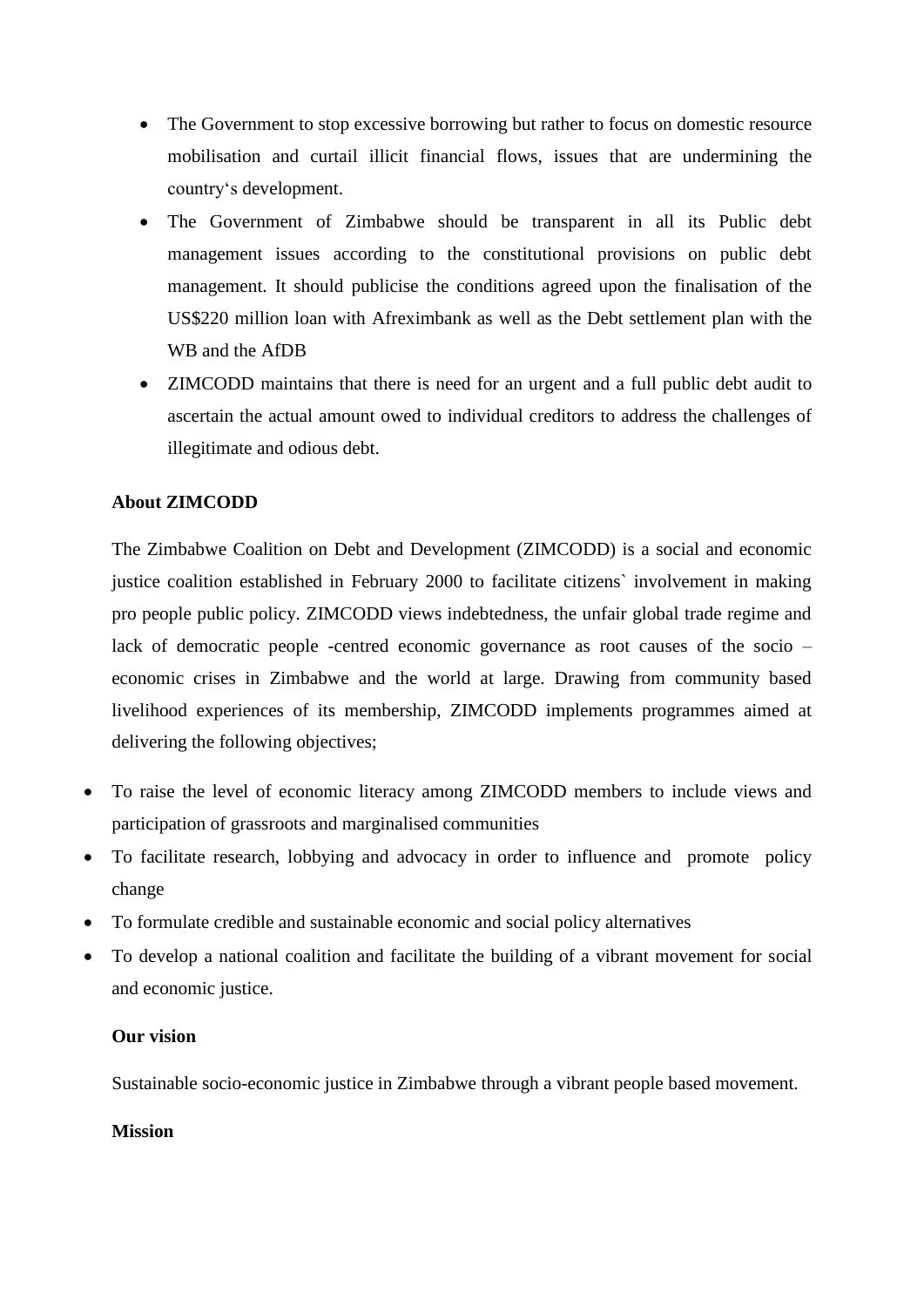- The Government to stop excessive borrowing but rather to focus on domestic resource mobilisation and curtail illicit financial flows, issues that are undermining the country's development.
- The Government of Zimbabwe should be transparent in all its Public debt management issues according to the constitutional provisions on public debt management. It should publicise the conditions agreed upon the finalisation of the US$220 million loan with Afreximbank as well as the Debt settlement plan with the WB and the AfDB
- ZIMCODD maintains that there is need for an urgent and a full public debt audit to ascertain the actual amount owed to individual creditors to address the challenges of illegitimate and odious debt.

**About ZIMCODD**

The Zimbabwe Coalition on Debt and Development (ZIMCODD) is a social and economic justice coalition established in February 2000 to facilitate citizens` involvement in making pro people public policy. ZIMCODD views indebtedness, the unfair global trade regime and lack of democratic people -centred economic governance as root causes of the socio – economic crises in Zimbabwe and the world at large. Drawing from community based livelihood experiences of its membership, ZIMCODD implements programmes aimed at delivering the following objectives;

- To raise the level of economic literacy among ZIMCODD members to include views and participation of grassroots and marginalised communities
- To facilitate research, lobbying and advocacy in order to influence and promote policy change
- To formulate credible and sustainable economic and social policy alternatives
- To develop a national coalition and facilitate the building of a vibrant movement for social and economic justice.

**Our vision**

Sustainable socio-economic justice in Zimbabwe through a vibrant people based movement.

**Mission**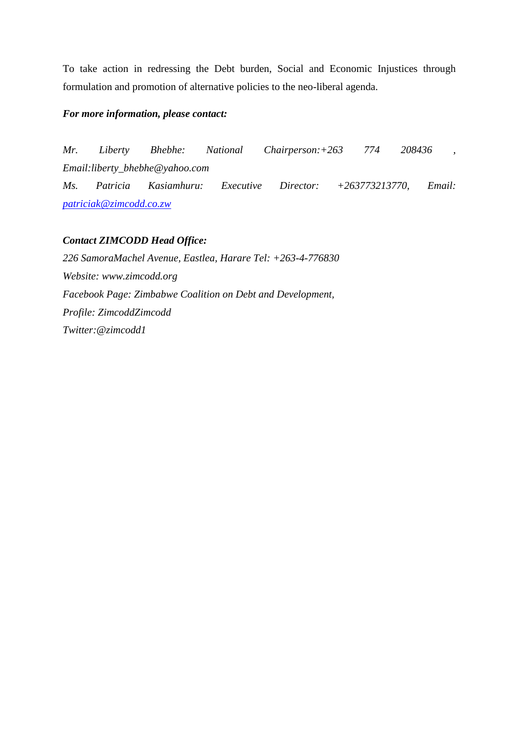To take action in redressing the Debt burden, Social and Economic Injustices through formulation and promotion of alternative policies to the neo-liberal agenda.

***For more information, please contact:***

*Mr. Liberty Bhebhe: National Chairperson:+263 774 208436 , Email:liberty_bhebhe@yahoo.com*
*Ms. Patricia Kasiamhuru: Executive Director: +263773213770, Email: patriciak@zimcodd.co.zw*

***Contact ZIMCODD Head Office:***
*226 SamoraMachel Avenue, Eastlea, Harare Tel: +263-4-776830*
*Website: www.zimcodd.org*
*Facebook Page: Zimbabwe Coalition on Debt and Development,*
*Profile: ZimcoddZimcodd*
*Twitter:@zimcodd1*